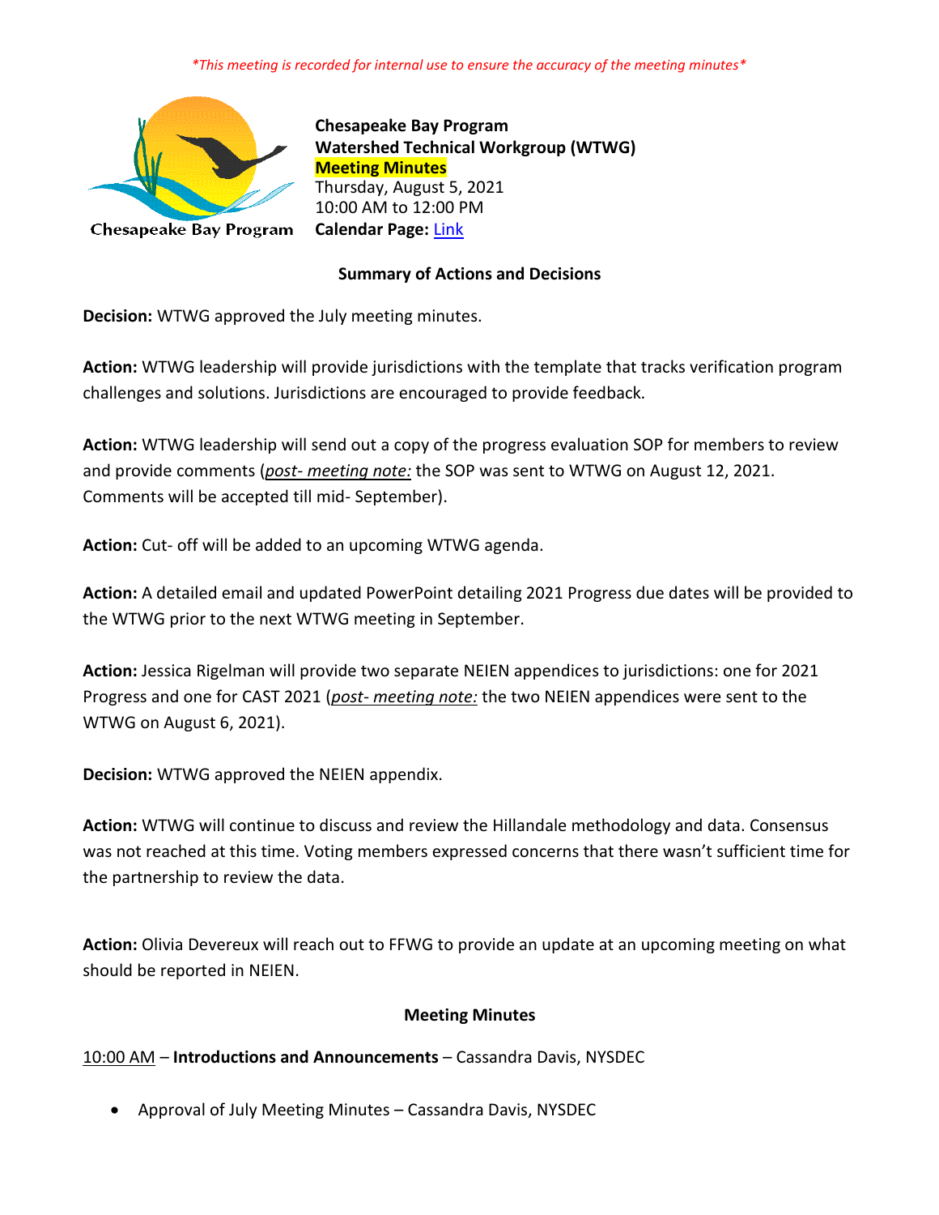*\*This meeting is recorded for internal use to ensure the accuracy of the meeting minutes\**

**Chesapeake Bay Program**
**Watershed Technical Workgroup (WTWG)**
**Meeting Minutes**
Thursday, August 5, 2021
10:00 AM to 12:00 PM
**Calendar Page:** [Link]

Chesapeake Bay Program

### Summary of Actions and Decisions

**Decision:** WTWG approved the July meeting minutes.

**Action:** WTWG leadership will provide jurisdictions with the template that tracks verification program challenges and solutions. Jurisdictions are encouraged to provide feedback.

**Action:** WTWG leadership will send out a copy of the progress evaluation SOP for members to review and provide comments (*post- meeting note:* the SOP was sent to WTWG on August 12, 2021. Comments will be accepted till mid- September).

**Action:** Cut- off will be added to an upcoming WTWG agenda.

**Action:** A detailed email and updated PowerPoint detailing 2021 Progress due dates will be provided to the WTWG prior to the next WTWG meeting in September.

**Action:** Jessica Rigelman will provide two separate NEIEN appendices to jurisdictions: one for 2021 Progress and one for CAST 2021 (*post- meeting note:* the two NEIEN appendices were sent to the WTWG on August 6, 2021).

**Decision:** WTWG approved the NEIEN appendix.

**Action:** WTWG will continue to discuss and review the Hillandale methodology and data. Consensus was not reached at this time. Voting members expressed concerns that there wasn't sufficient time for the partnership to review the data.

**Action:** Olivia Devereux will reach out to FFWG to provide an update at an upcoming meeting on what should be reported in NEIEN.

### Meeting Minutes

10:00 AM – **Introductions and Announcements** – Cassandra Davis, NYSDEC

- Approval of July Meeting Minutes – Cassandra Davis, NYSDEC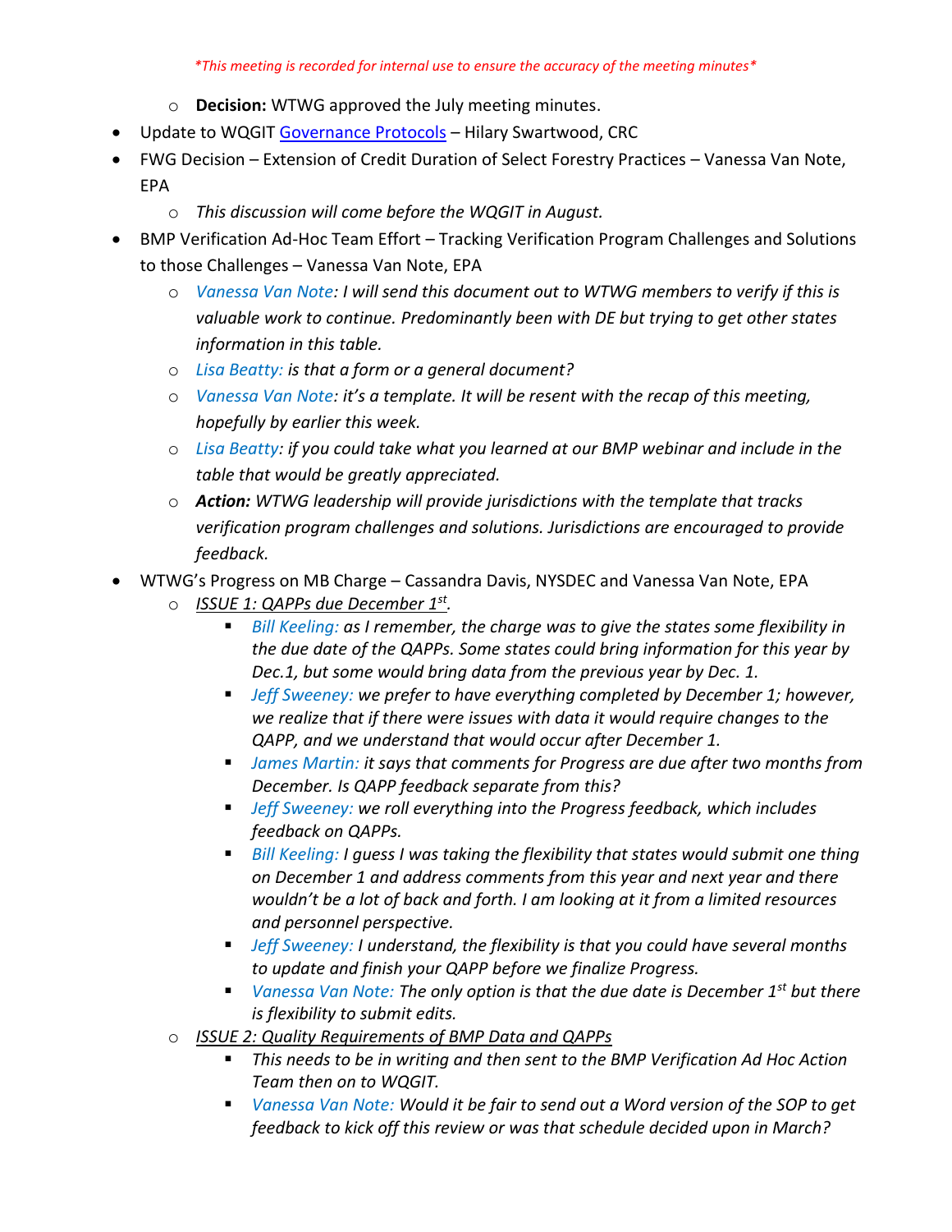*\*This meeting is recorded for internal use to ensure the accuracy of the meeting minutes\**

  - **Decision:** WTWG approved the July meeting minutes.
- Update to WQGIT [Governance Protocols]() – Hilary Swartwood, CRC
- FWG Decision – Extension of Credit Duration of Select Forestry Practices – Vanessa Van Note, EPA
  - *This discussion will come before the WQGIT in August.*
- BMP Verification Ad-Hoc Team Effort – Tracking Verification Program Challenges and Solutions to those Challenges – Vanessa Van Note, EPA
  - *Vanessa Van Note: I will send this document out to WTWG members to verify if this is valuable work to continue. Predominantly been with DE but trying to get other states information in this table.*
  - *Lisa Beatty: is that a form or a general document?*
  - *Vanessa Van Note: it's a template. It will be resent with the recap of this meeting, hopefully by earlier this week.*
  - *Lisa Beatty: if you could take what you learned at our BMP webinar and include in the table that would be greatly appreciated.*
  - ***Action:** WTWG leadership will provide jurisdictions with the template that tracks verification program challenges and solutions. Jurisdictions are encouraged to provide feedback.*
- WTWG's Progress on MB Charge – Cassandra Davis, NYSDEC and Vanessa Van Note, EPA
  - *ISSUE 1: QAPPs due December 1st.*
    - *Bill Keeling: as I remember, the charge was to give the states some flexibility in the due date of the QAPPs. Some states could bring information for this year by Dec.1, but some would bring data from the previous year by Dec. 1.*
    - *Jeff Sweeney: we prefer to have everything completed by December 1; however, we realize that if there were issues with data it would require changes to the QAPP, and we understand that would occur after December 1.*
    - *James Martin: it says that comments for Progress are due after two months from December. Is QAPP feedback separate from this?*
    - *Jeff Sweeney: we roll everything into the Progress feedback, which includes feedback on QAPPs.*
    - *Bill Keeling: I guess I was taking the flexibility that states would submit one thing on December 1 and address comments from this year and next year and there wouldn't be a lot of back and forth. I am looking at it from a limited resources and personnel perspective.*
    - *Jeff Sweeney: I understand, the flexibility is that you could have several months to update and finish your QAPP before we finalize Progress.*
    - *Vanessa Van Note: The only option is that the due date is December 1st but there is flexibility to submit edits.*
  - *ISSUE 2: Quality Requirements of BMP Data and QAPPs*
    - *This needs to be in writing and then sent to the BMP Verification Ad Hoc Action Team then on to WQGIT.*
    - *Vanessa Van Note: Would it be fair to send out a Word version of the SOP to get feedback to kick off this review or was that schedule decided upon in March?*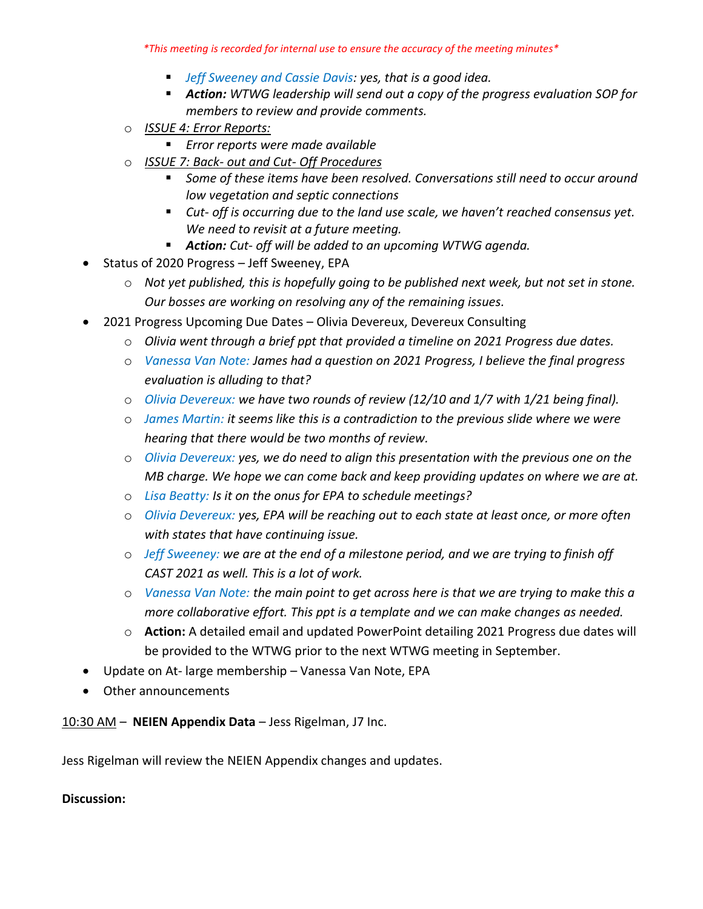*\*This meeting is recorded for internal use to ensure the accuracy of the meeting minutes\**

        - *Jeff Sweeney and Cassie Davis: yes, that is a good idea.*
        - ***Action:** WTWG leadership will send out a copy of the progress evaluation SOP for members to review and provide comments.*
    - *ISSUE 4: Error Reports:*
        - *Error reports were made available*
    - *ISSUE 7: Back- out and Cut- Off Procedures*
        - *Some of these items have been resolved. Conversations still need to occur around low vegetation and septic connections*
        - *Cut- off is occurring due to the land use scale, we haven't reached consensus yet. We need to revisit at a future meeting.*
        - ***Action:** Cut- off will be added to an upcoming WTWG agenda.*
- Status of 2020 Progress – Jeff Sweeney, EPA
    - *Not yet published, this is hopefully going to be published next week, but not set in stone. Our bosses are working on resolving any of the remaining issues.*
- 2021 Progress Upcoming Due Dates – Olivia Devereux, Devereux Consulting
    - *Olivia went through a brief ppt that provided a timeline on 2021 Progress due dates.*
    - *Vanessa Van Note: James had a question on 2021 Progress, I believe the final progress evaluation is alluding to that?*
    - *Olivia Devereux: we have two rounds of review (12/10 and 1/7 with 1/21 being final).*
    - *James Martin: it seems like this is a contradiction to the previous slide where we were hearing that there would be two months of review.*
    - *Olivia Devereux: yes, we do need to align this presentation with the previous one on the MB charge. We hope we can come back and keep providing updates on where we are at.*
    - *Lisa Beatty: Is it on the onus for EPA to schedule meetings?*
    - *Olivia Devereux: yes, EPA will be reaching out to each state at least once, or more often with states that have continuing issue.*
    - *Jeff Sweeney: we are at the end of a milestone period, and we are trying to finish off CAST 2021 as well. This is a lot of work.*
    - *Vanessa Van Note: the main point to get across here is that we are trying to make this a more collaborative effort. This ppt is a template and we can make changes as needed.*
    - **Action:** A detailed email and updated PowerPoint detailing 2021 Progress due dates will be provided to the WTWG prior to the next WTWG meeting in September.
- Update on At- large membership – Vanessa Van Note, EPA
- Other announcements

10:30 AM – **NEIEN Appendix Data** – Jess Rigelman, J7 Inc.

Jess Rigelman will review the NEIEN Appendix changes and updates.

**Discussion:**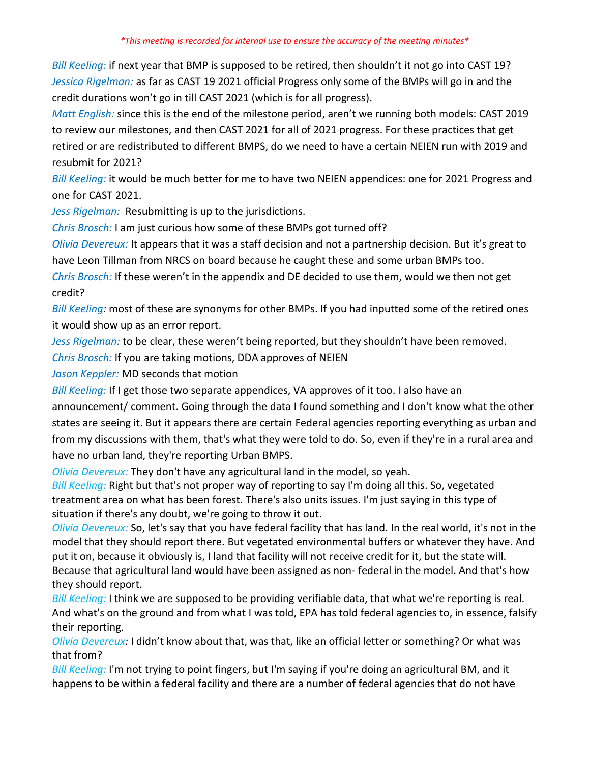*This meeting is recorded for internal use to ensure the accuracy of the meeting minutes*

*Bill Keeling:* if next year that BMP is supposed to be retired, then shouldn't it not go into CAST 19?

*Jessica Rigelman:* as far as CAST 19 2021 official Progress only some of the BMPs will go in and the credit durations won't go in till CAST 2021 (which is for all progress).

*Matt English:* since this is the end of the milestone period, aren't we running both models: CAST 2019 to review our milestones, and then CAST 2021 for all of 2021 progress. For these practices that get retired or are redistributed to different BMPS, do we need to have a certain NEIEN run with 2019 and resubmit for 2021?

*Bill Keeling:* it would be much better for me to have two NEIEN appendices: one for 2021 Progress and one for CAST 2021.

*Jess Rigelman:* Resubmitting is up to the jurisdictions.

*Chris Brosch:* I am just curious how some of these BMPs got turned off?

*Olivia Devereux:* It appears that it was a staff decision and not a partnership decision. But it's great to have Leon Tillman from NRCS on board because he caught these and some urban BMPs too.

*Chris Brosch:* If these weren't in the appendix and DE decided to use them, would we then not get credit?

*Bill Keeling:* most of these are synonyms for other BMPs. If you had inputted some of the retired ones it would show up as an error report.

*Jess Rigelman:* to be clear, these weren't being reported, but they shouldn't have been removed.

*Chris Brosch:* If you are taking motions, DDA approves of NEIEN

*Jason Keppler:* MD seconds that motion

*Bill Keeling:* If I get those two separate appendices, VA approves of it too. I also have an announcement/ comment. Going through the data I found something and I don't know what the other states are seeing it. But it appears there are certain Federal agencies reporting everything as urban and from my discussions with them, that's what they were told to do. So, even if they're in a rural area and have no urban land, they're reporting Urban BMPS.

*Olivia Devereux:* They don't have any agricultural land in the model, so yeah.

*Bill Keeling:* Right but that's not proper way of reporting to say I'm doing all this. So, vegetated treatment area on what has been forest. There's also units issues. I'm just saying in this type of situation if there's any doubt, we're going to throw it out.

*Olivia Devereux:* So, let's say that you have federal facility that has land. In the real world, it's not in the model that they should report there. But vegetated environmental buffers or whatever they have. And put it on, because it obviously is, I land that facility will not receive credit for it, but the state will. Because that agricultural land would have been assigned as non- federal in the model. And that's how they should report.

*Bill Keeling:* I think we are supposed to be providing verifiable data, that what we're reporting is real. And what's on the ground and from what I was told, EPA has told federal agencies to, in essence, falsify their reporting.

*Olivia Devereux:* I didn't know about that, was that, like an official letter or something? Or what was that from?

*Bill Keeling:* I'm not trying to point fingers, but I'm saying if you're doing an agricultural BM, and it happens to be within a federal facility and there are a number of federal agencies that do not have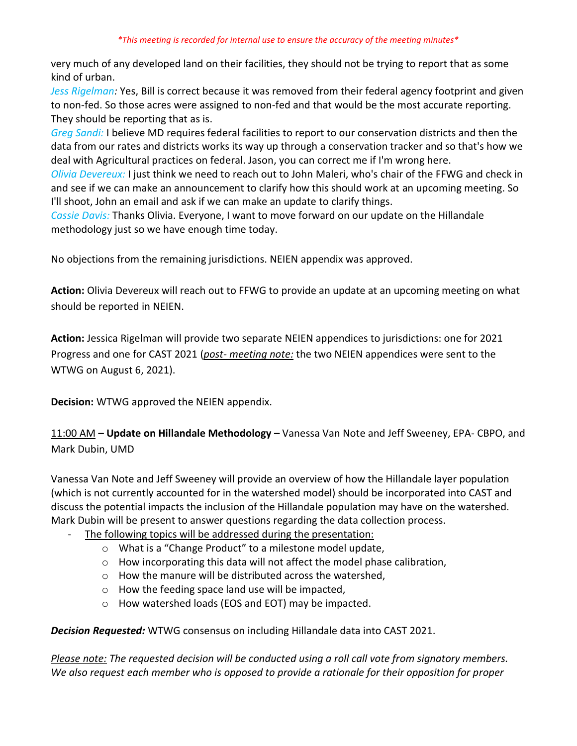very much of any developed land on their facilities, they should not be trying to report that as some kind of urban.

*Jess Rigelman:* Yes, Bill is correct because it was removed from their federal agency footprint and given to non-fed. So those acres were assigned to non-fed and that would be the most accurate reporting. They should be reporting that as is.

*Greg Sandi:* I believe MD requires federal facilities to report to our conservation districts and then the data from our rates and districts works its way up through a conservation tracker and so that's how we deal with Agricultural practices on federal. Jason, you can correct me if I'm wrong here.

*Olivia Devereux:* I just think we need to reach out to John Maleri, who's chair of the FFWG and check in and see if we can make an announcement to clarify how this should work at an upcoming meeting. So I'll shoot, John an email and ask if we can make an update to clarify things.

*Cassie Davis:* Thanks Olivia. Everyone, I want to move forward on our update on the Hillandale methodology just so we have enough time today.

No objections from the remaining jurisdictions. NEIEN appendix was approved.

**Action:** Olivia Devereux will reach out to FFWG to provide an update at an upcoming meeting on what should be reported in NEIEN.

**Action:** Jessica Rigelman will provide two separate NEIEN appendices to jurisdictions: one for 2021 Progress and one for CAST 2021 (*post- meeting note:* the two NEIEN appendices were sent to the WTWG on August 6, 2021).

**Decision:** WTWG approved the NEIEN appendix.

11:00 AM **– Update on Hillandale Methodology –** Vanessa Van Note and Jeff Sweeney, EPA- CBPO, and Mark Dubin, UMD

Vanessa Van Note and Jeff Sweeney will provide an overview of how the Hillandale layer population (which is not currently accounted for in the watershed model) should be incorporated into CAST and discuss the potential impacts the inclusion of the Hillandale population may have on the watershed. Mark Dubin will be present to answer questions regarding the data collection process.

- The following topics will be addressed during the presentation:
  - What is a "Change Product" to a milestone model update,
  - How incorporating this data will not affect the model phase calibration,
  - How the manure will be distributed across the watershed,
  - How the feeding space land use will be impacted,
  - How watershed loads (EOS and EOT) may be impacted.

***Decision Requested:*** WTWG consensus on including Hillandale data into CAST 2021.

*Please note: The requested decision will be conducted using a roll call vote from signatory members. We also request each member who is opposed to provide a rationale for their opposition for proper*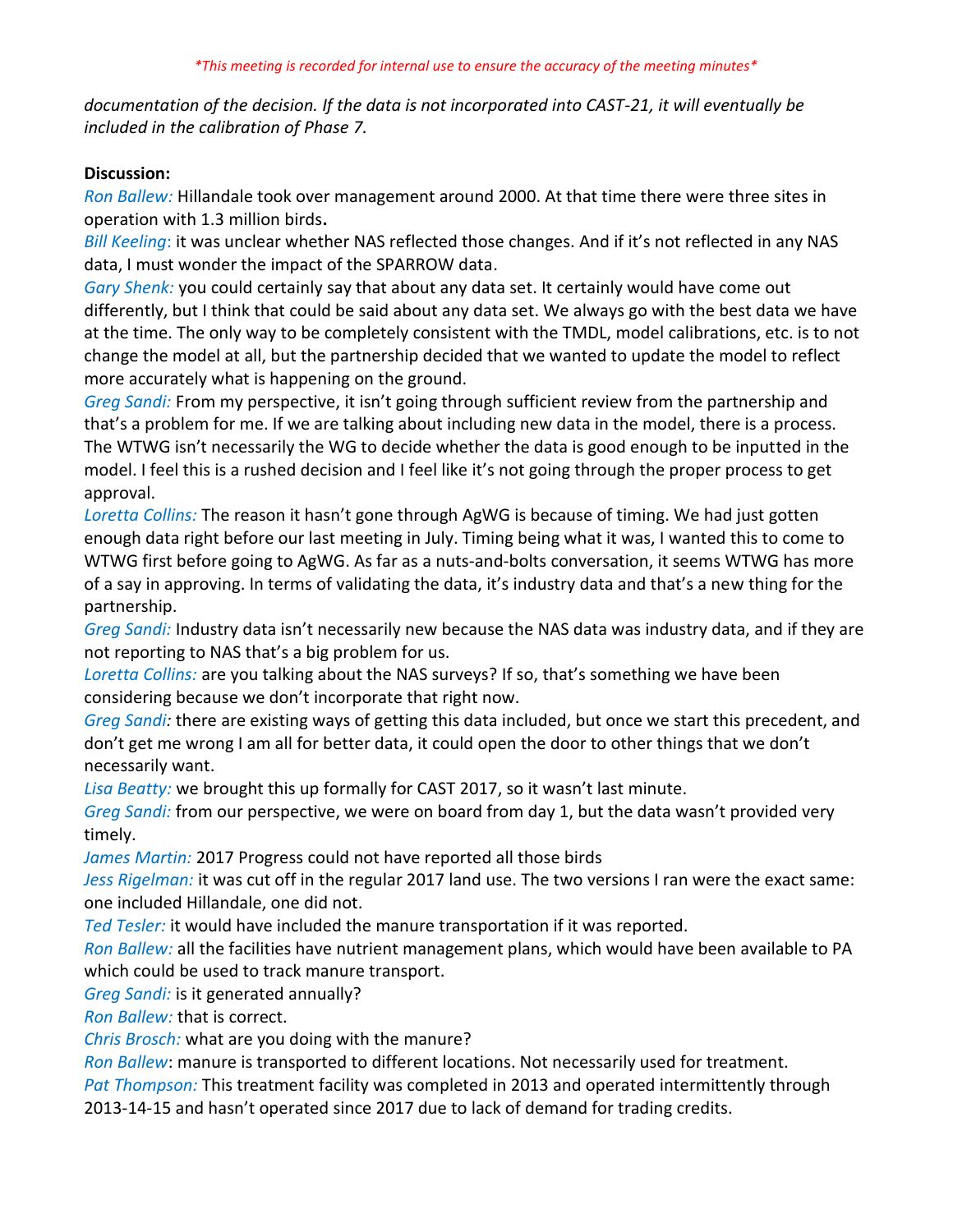*This meeting is recorded for internal use to ensure the accuracy of the meeting minutes*

*documentation of the decision. If the data is not incorporated into CAST-21, it will eventually be included in the calibration of Phase 7.*

**Discussion:**

*Ron Ballew:* Hillandale took over management around 2000. At that time there were three sites in operation with 1.3 million birds**.**

*Bill Keeling*: it was unclear whether NAS reflected those changes. And if it's not reflected in any NAS data, I must wonder the impact of the SPARROW data.

*Gary Shenk:* you could certainly say that about any data set. It certainly would have come out differently, but I think that could be said about any data set. We always go with the best data we have at the time. The only way to be completely consistent with the TMDL, model calibrations, etc. is to not change the model at all, but the partnership decided that we wanted to update the model to reflect more accurately what is happening on the ground.

*Greg Sandi:* From my perspective, it isn't going through sufficient review from the partnership and that's a problem for me. If we are talking about including new data in the model, there is a process. The WTWG isn't necessarily the WG to decide whether the data is good enough to be inputted in the model. I feel this is a rushed decision and I feel like it's not going through the proper process to get approval.

*Loretta Collins:* The reason it hasn't gone through AgWG is because of timing. We had just gotten enough data right before our last meeting in July. Timing being what it was, I wanted this to come to WTWG first before going to AgWG. As far as a nuts-and-bolts conversation, it seems WTWG has more of a say in approving. In terms of validating the data, it's industry data and that's a new thing for the partnership.

*Greg Sandi:* Industry data isn't necessarily new because the NAS data was industry data, and if they are not reporting to NAS that's a big problem for us.

*Loretta Collins:* are you talking about the NAS surveys? If so, that's something we have been considering because we don't incorporate that right now.

*Greg Sandi:* there are existing ways of getting this data included, but once we start this precedent, and don't get me wrong I am all for better data, it could open the door to other things that we don't necessarily want.

*Lisa Beatty:* we brought this up formally for CAST 2017, so it wasn't last minute.

*Greg Sandi:* from our perspective, we were on board from day 1, but the data wasn't provided very timely.

*James Martin:* 2017 Progress could not have reported all those birds

*Jess Rigelman:* it was cut off in the regular 2017 land use. The two versions I ran were the exact same: one included Hillandale, one did not.

*Ted Tesler:* it would have included the manure transportation if it was reported.

*Ron Ballew:* all the facilities have nutrient management plans, which would have been available to PA which could be used to track manure transport.

*Greg Sandi:* is it generated annually?

*Ron Ballew:* that is correct.

*Chris Brosch:* what are you doing with the manure?

*Ron Ballew*: manure is transported to different locations. Not necessarily used for treatment.

*Pat Thompson:* This treatment facility was completed in 2013 and operated intermittently through 2013-14-15 and hasn't operated since 2017 due to lack of demand for trading credits.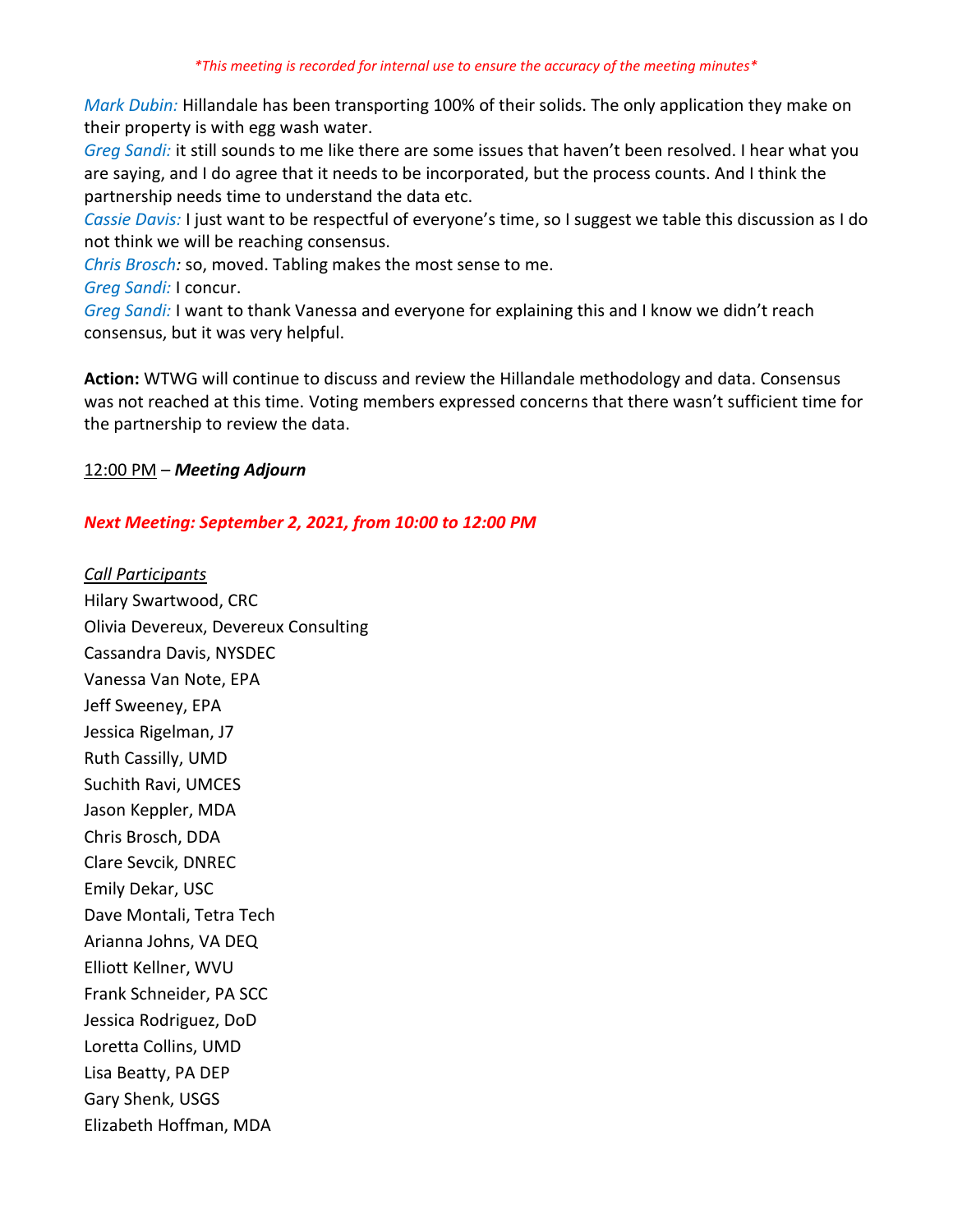*This meeting is recorded for internal use to ensure the accuracy of the meeting minutes*

*Mark Dubin:* Hillandale has been transporting 100% of their solids. The only application they make on their property is with egg wash water.

*Greg Sandi:* it still sounds to me like there are some issues that haven't been resolved. I hear what you are saying, and I do agree that it needs to be incorporated, but the process counts. And I think the partnership needs time to understand the data etc.

*Cassie Davis:* I just want to be respectful of everyone's time, so I suggest we table this discussion as I do not think we will be reaching consensus.

*Chris Brosch:* so, moved. Tabling makes the most sense to me.

*Greg Sandi:* I concur.

*Greg Sandi:* I want to thank Vanessa and everyone for explaining this and I know we didn't reach consensus, but it was very helpful.

**Action:** WTWG will continue to discuss and review the Hillandale methodology and data. Consensus was not reached at this time. Voting members expressed concerns that there wasn't sufficient time for the partnership to review the data.

12:00 PM – ***Meeting Adjourn***

***Next Meeting: September 2, 2021, from 10:00 to 12:00 PM***

*Call Participants*

Hilary Swartwood, CRC
Olivia Devereux, Devereux Consulting
Cassandra Davis, NYSDEC
Vanessa Van Note, EPA
Jeff Sweeney, EPA
Jessica Rigelman, J7
Ruth Cassilly, UMD
Suchith Ravi, UMCES
Jason Keppler, MDA
Chris Brosch, DDA
Clare Sevcik, DNREC
Emily Dekar, USC
Dave Montali, Tetra Tech
Arianna Johns, VA DEQ
Elliott Kellner, WVU
Frank Schneider, PA SCC
Jessica Rodriguez, DoD
Loretta Collins, UMD
Lisa Beatty, PA DEP
Gary Shenk, USGS
Elizabeth Hoffman, MDA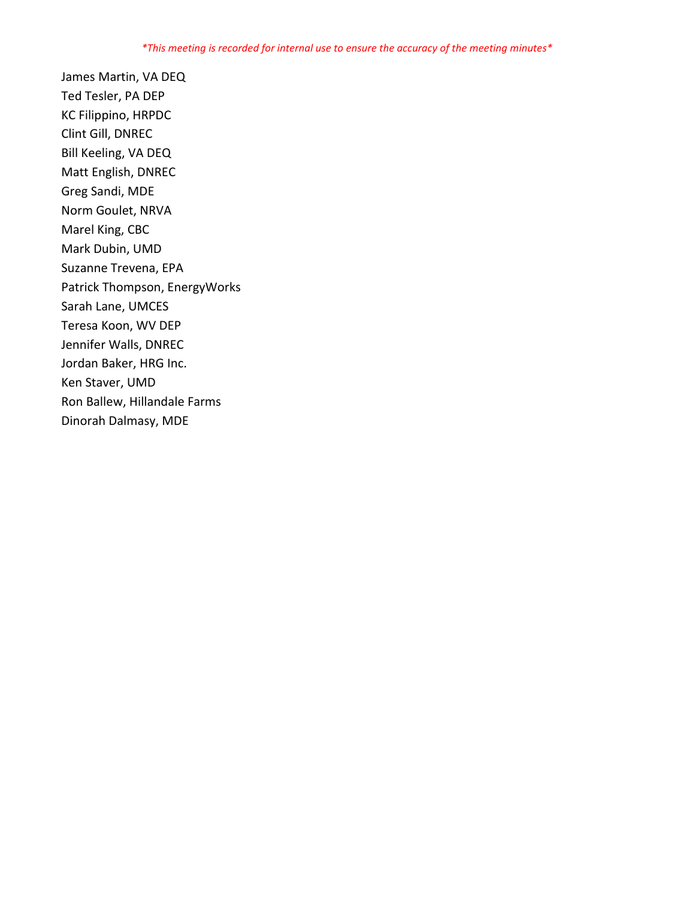*\*This meeting is recorded for internal use to ensure the accuracy of the meeting minutes\**

James Martin, VA DEQ
Ted Tesler, PA DEP
KC Filippino, HRPDC
Clint Gill, DNREC
Bill Keeling, VA DEQ
Matt English, DNREC
Greg Sandi, MDE
Norm Goulet, NRVA
Marel King, CBC
Mark Dubin, UMD
Suzanne Trevena, EPA
Patrick Thompson, EnergyWorks
Sarah Lane, UMCES
Teresa Koon, WV DEP
Jennifer Walls, DNREC
Jordan Baker, HRG Inc.
Ken Staver, UMD
Ron Ballew, Hillandale Farms
Dinorah Dalmasy, MDE